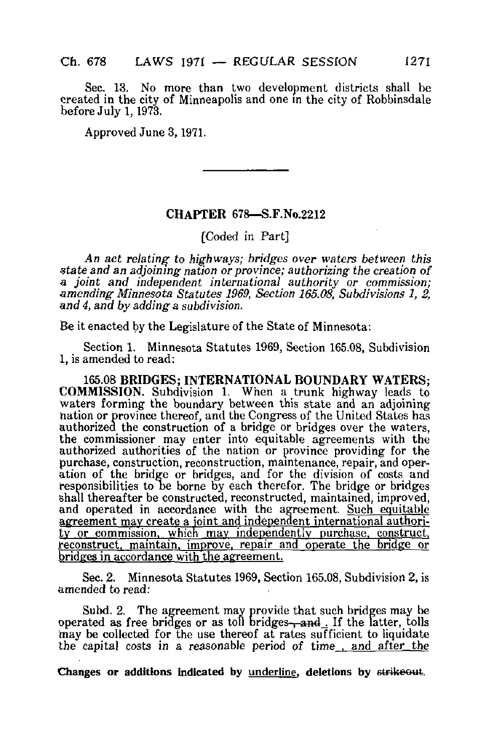Sec. 13. No more than two development districts shall be created in the city of Minneapolis and one in the city of Robbinsdale before July 1, 1973.

Approved June 3, 1971.

---

## CHAPTER 678—S.F.No.2212

[Coded in Part]

*An act relating to highways; bridges over waters between this state and an adjoining nation or province; authorizing the creation of a joint and independent international authority or commission; amending Minnesota Statutes 1969, Section 165.08, Subdivisions 1, 2, and 4, and by adding a subdivision.*

Be it enacted by the Legislature of the State of Minnesota:

Section 1. Minnesota Statutes 1969, Section 165.08, Subdivision 1, is amended to read:

**165.08 BRIDGES; INTERNATIONAL BOUNDARY WATERS; COMMISSION.** Subdivision 1. When a trunk highway leads to waters forming the boundary between this state and an adjoining nation or province thereof, and the Congress of the United States has authorized the construction of a bridge or bridges over the waters, the commissioner may enter into equitable agreements with the authorized authorities of the nation or province providing for the purchase, construction, reconstruction, maintenance, repair, and operation of the bridge or bridges, and for the division of costs and responsibilities to be borne by each therefor. The bridge or bridges shall thereafter be constructed, reconstructed, maintained, improved, and operated in accordance with the agreement. <u>Such equitable agreement may create a joint and independent international authority or commission, which may independently purchase, construct, reconstruct, maintain, improve, repair and operate the bridge or bridges in accordance with the agreement.</u>

Sec. 2. Minnesota Statutes 1969, Section 165.08, Subdivision 2, is amended to read:

Subd. 2. The agreement may provide that such bridges may be operated as free bridges or as toll bridges~~, and~~<u>.</u> If the latter, tolls may be collected for the use thereof at rates sufficient to liquidate the capital costs in a reasonable period of time<u>, and after the</u>

Changes or additions indicated by <u>underline</u>, deletions by ~~strikeout~~.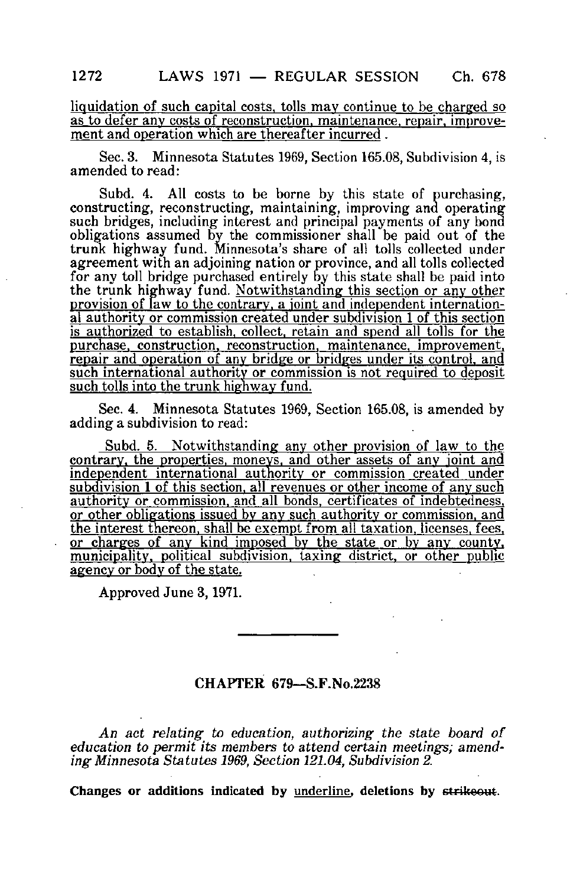liquidation of such capital costs, tolls may continue to be charged so as to defer any costs of reconstruction, maintenance, repair, improvement and operation which are thereafter incurred.

Sec. 3. Minnesota Statutes 1969, Section 165.08, Subdivision 4, is amended to read:

Subd. 4. All costs to be borne by this state of purchasing, constructing, reconstructing, maintaining, improving and operating such bridges, including interest and principal payments of any bond obligations assumed by the commissioner shall be paid out of the trunk highway fund. Minnesota's share of all tolls collected under agreement with an adjoining nation or province, and all tolls collected for any toll bridge purchased entirely by this state shall be paid into the trunk highway fund. Notwithstanding this section or any other provision of law to the contrary, a joint and independent international authority or commission created under subdivision 1 of this section is authorized to establish, collect, retain and spend all tolls for the purchase, construction, reconstruction, maintenance, improvement, repair and operation of any bridge or bridges under its control, and such international authority or commission is not required to deposit such tolls into the trunk highway fund.

Sec. 4. Minnesota Statutes 1969, Section 165.08, is amended by adding a subdivision to read:

Subd. 5. Notwithstanding any other provision of law to the contrary, the properties, moneys, and other assets of any joint and independent international authority or commission created under subdivision 1 of this section, all revenues or other income of any such authority or commission, and all bonds, certificates of indebtedness, or other obligations issued by any such authority or commission, and the interest thereon, shall be exempt from all taxation, licenses, fees, or charges of any kind imposed by the state or by any county, municipality, political subdivision, taxing district, or other public agency or body of the state.

Approved June 3, 1971.

---

## CHAPTER 679—S.F.No.2238

*An act relating to education, authorizing the state board of education to permit its members to attend certain meetings; amending Minnesota Statutes 1969, Section 121.04, Subdivision 2.*

**Changes or additions indicated by underline, deletions by ~~strikeout~~.**